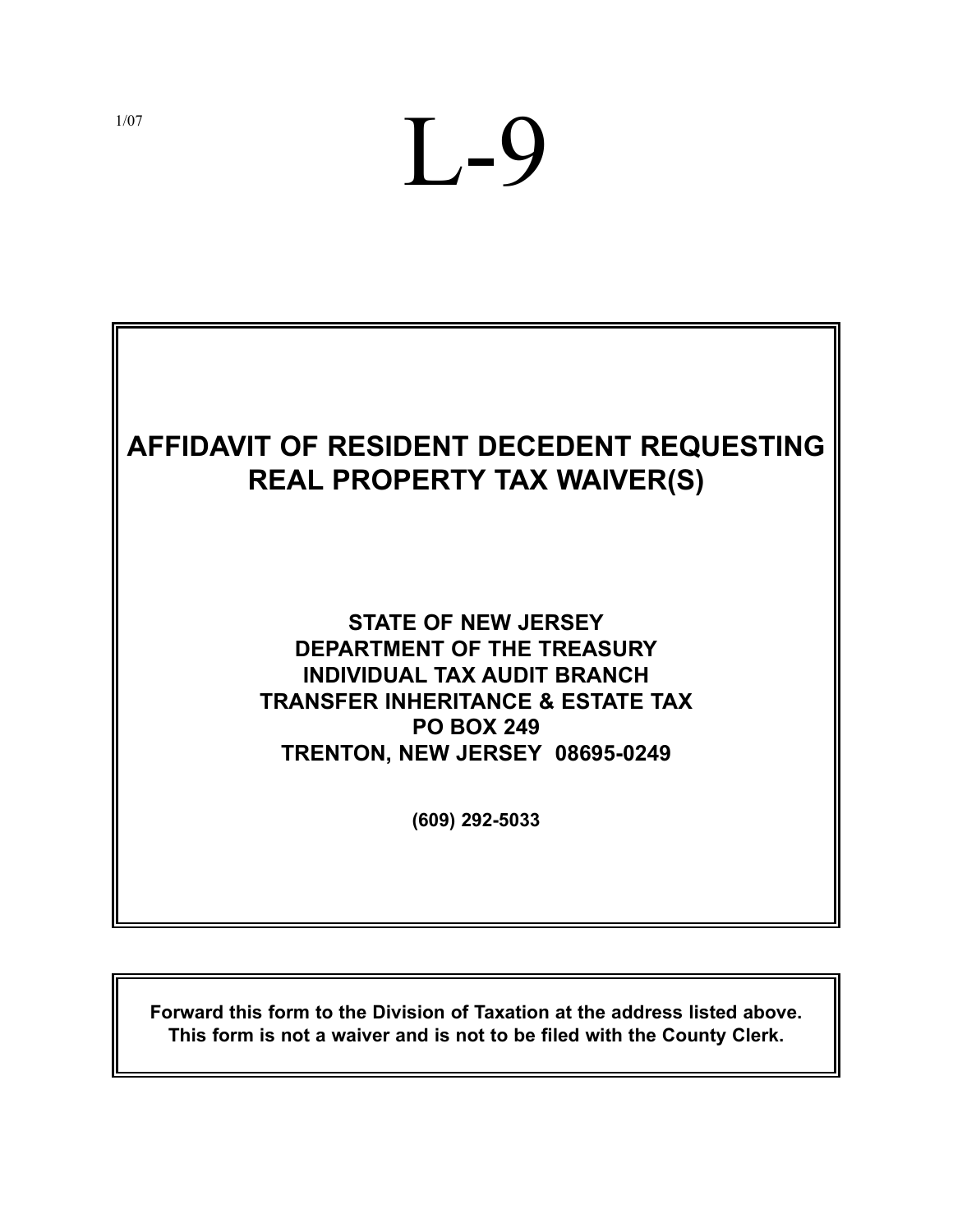1/07

# L-9

## AFFIDAVIT OF RESIDENT DECEDENT REQUESTING REAL PROPERTY TAX WAIVER(S)

**STATE OF NEW JERSEY**
**DEPARTMENT OF THE TREASURY**
**INDIVIDUAL TAX AUDIT BRANCH**
**TRANSFER INHERITANCE & ESTATE TAX**
**PO BOX 249**
**TRENTON, NEW JERSEY 08695-0249**

**(609) 292-5033**

**Forward this form to the Division of Taxation at the address listed above.**
**This form is not a waiver and is not to be filed with the County Clerk.**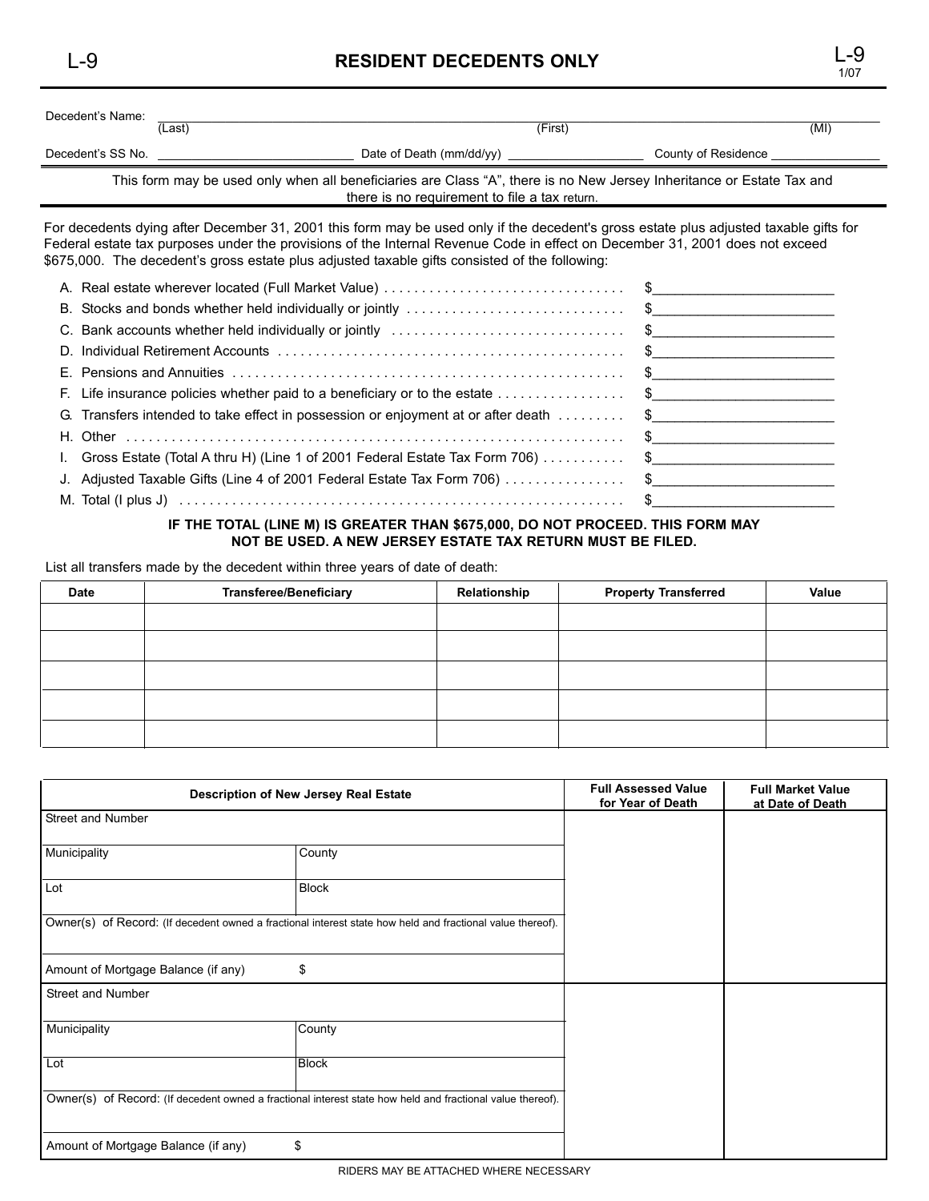L-9

# RESIDENT DECEDENTS ONLY

L-9
1/07

Decedent's Name: ______________________________________________
(Last) (First) (MI)

Decedent's SS No. ____________________ Date of Death (mm/dd/yy) ________________ County of Residence ______________

This form may be used only when all beneficiaries are Class "A", there is no New Jersey Inheritance or Estate Tax and there is no requirement to file a tax return.

For decedents dying after December 31, 2001 this form may be used only if the decedent's gross estate plus adjusted taxable gifts for Federal estate tax purposes under the provisions of the Internal Revenue Code in effect on December 31, 2001 does not exceed $675,000. The decedent's gross estate plus adjusted taxable gifts consisted of the following:

A. Real estate wherever located (Full Market Value) . . . . . . . . . . . . . . . . . . . . . . . . . . . . . . . . $______________________

B. Stocks and bonds whether held individually or jointly . . . . . . . . . . . . . . . . . . . . . . . . . . . . $______________________

C. Bank accounts whether held individually or jointly . . . . . . . . . . . . . . . . . . . . . . . . . . . . . . $______________________

D. Individual Retirement Accounts . . . . . . . . . . . . . . . . . . . . . . . . . . . . . . . . . . . . . . . . . . . . . . $______________________

E. Pensions and Annuities . . . . . . . . . . . . . . . . . . . . . . . . . . . . . . . . . . . . . . . . . . . . . . . . . . . $______________________

F. Life insurance policies whether paid to a beneficiary or to the estate . . . . . . . . . . . . . . . . $______________________

G. Transfers intended to take effect in possession or enjoyment at or after death . . . . . . . . . $______________________

H. Other . . . . . . . . . . . . . . . . . . . . . . . . . . . . . . . . . . . . . . . . . . . . . . . . . . . . . . . . . . . . . . . . . . $______________________

I. Gross Estate (Total A thru H) (Line 1 of 2001 Federal Estate Tax Form 706) . . . . . . . . . . . $______________________

J. Adjusted Taxable Gifts (Line 4 of 2001 Federal Estate Tax Form 706) . . . . . . . . . . . . . . . . $______________________

M. Total (I plus J) . . . . . . . . . . . . . . . . . . . . . . . . . . . . . . . . . . . . . . . . . . . . . . . . . . . . . . . . . . $______________________

**IF THE TOTAL (LINE M) IS GREATER THAN $675,000, DO NOT PROCEED. THIS FORM MAY NOT BE USED. A NEW JERSEY ESTATE TAX RETURN MUST BE FILED.**

List all transfers made by the decedent within three years of date of death:

| Date | Transferee/Beneficiary | Relationship | Property Transferred | Value |
|---|---|---|---|---|
| | | | | |
| | | | | |
| | | | | |
| | | | | |
| | | | | |

| Description of New Jersey Real Estate | | Full Assessed Value for Year of Death | Full Market Value at Date of Death |
|---|---|---|---|
| Street and Number | | | |
| Municipality | County | | |
| Lot | Block | | |
| Owner(s) of Record: (If decedent owned a fractional interest state how held and fractional value thereof). | | | |
| Amount of Mortgage Balance (if any) | $ | | |
| Street and Number | | | |
| Municipality | County | | |
| Lot | Block | | |
| Owner(s) of Record: (If decedent owned a fractional interest state how held and fractional value thereof). | | | |
| Amount of Mortgage Balance (if any) | $ | | |

RIDERS MAY BE ATTACHED WHERE NECESSARY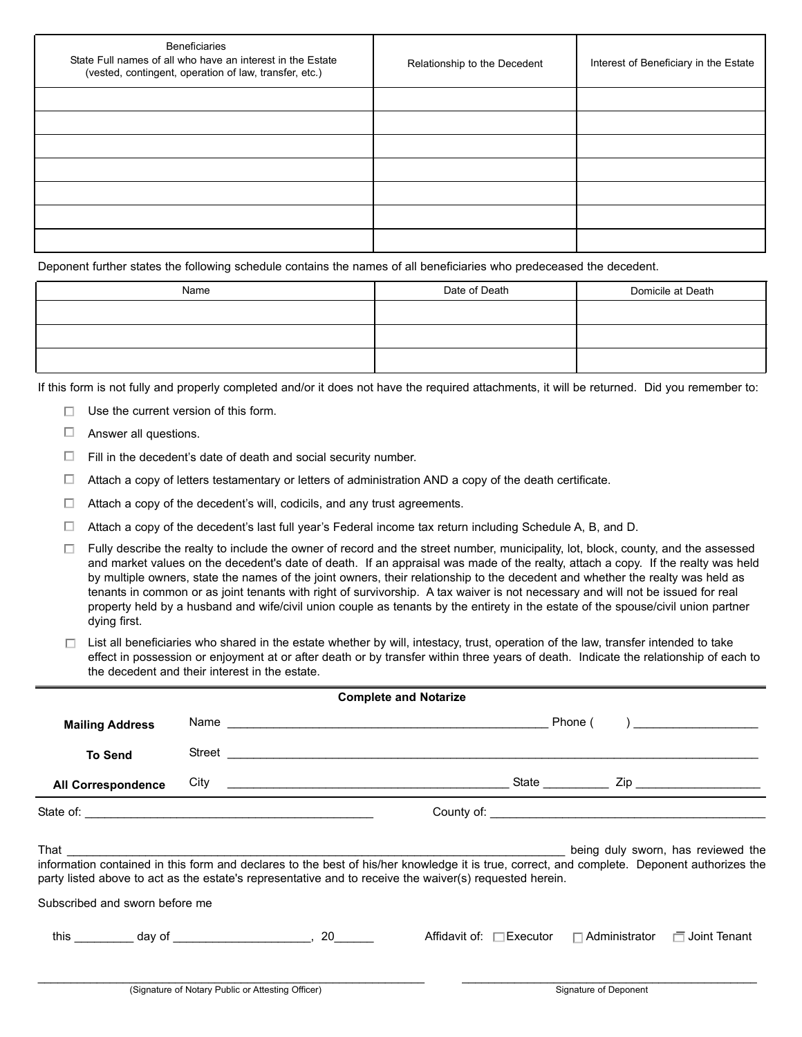| Beneficiaries<br>State Full names of all who have an interest in the Estate<br>(vested, contingent, operation of law, transfer, etc.) | Relationship to the Decedent | Interest of Beneficiary in the Estate |
|---|---|---|
| | | |
| | | |
| | | |
| | | |
| | | |
| | | |
| | | |

Deponent further states the following schedule contains the names of all beneficiaries who predeceased the decedent.

| Name | Date of Death | Domicile at Death |
|---|---|---|
| | | |
| | | |
| | | |

If this form is not fully and properly completed and/or it does not have the required attachments, it will be returned. Did you remember to:

- ☐ Use the current version of this form.
- ☐ Answer all questions.
- ☐ Fill in the decedent's date of death and social security number.
- ☐ Attach a copy of letters testamentary or letters of administration AND a copy of the death certificate.
- ☐ Attach a copy of the decedent's will, codicils, and any trust agreements.
- ☐ Attach a copy of the decedent's last full year's Federal income tax return including Schedule A, B, and D.
- ☐ Fully describe the realty to include the owner of record and the street number, municipality, lot, block, county, and the assessed and market values on the decedent's date of death. If an appraisal was made of the realty, attach a copy. If the realty was held by multiple owners, state the names of the joint owners, their relationship to the decedent and whether the realty was held as tenants in common or as joint tenants with right of survivorship. A tax waiver is not necessary and will not be issued for real property held by a husband and wife/civil union couple as tenants by the entirety in the estate of the spouse/civil union partner dying first.
- ☐ List all beneficiaries who shared in the estate whether by will, intestacy, trust, operation of the law, transfer intended to take effect in possession or enjoyment at or after death or by transfer within three years of death. Indicate the relationship of each to the decedent and their interest in the estate.

**Complete and Notarize**

**Mailing Address** Name ________________________________________ Phone ( ) ________________

**To Send** Street ________________________________________________________________

**All Correspondence** City ____________________________________ State _________ Zip _________________

State of: ________________________________________ County of: ________________________________________

That ________________________________________________________________ being duly sworn, has reviewed the information contained in this form and declares to the best of his/her knowledge it is true, correct, and complete. Deponent authorizes the party listed above to act as the estate's representative and to receive the waiver(s) requested herein.

Subscribed and sworn before me

this ________ day of ____________________, 20______

Affidavit of: ☐ Executor ☐ Administrator ☐ Joint Tenant

_______________________________________________
(Signature of Notary Public or Attesting Officer)

_______________________________________________
Signature of Deponent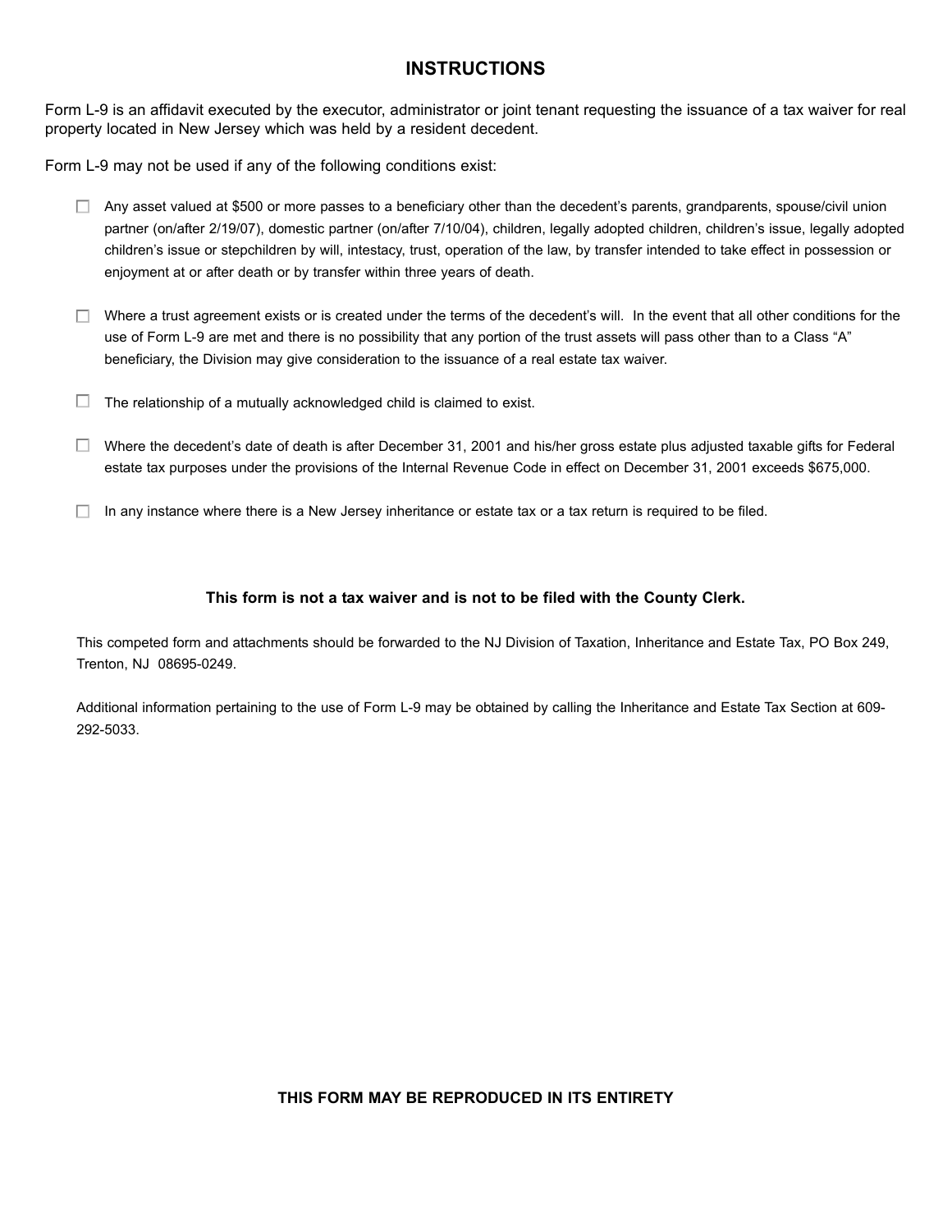## INSTRUCTIONS

Form L-9 is an affidavit executed by the executor, administrator or joint tenant requesting the issuance of a tax waiver for real property located in New Jersey which was held by a resident decedent.

Form L-9 may not be used if any of the following conditions exist:

- ☐ Any asset valued at $500 or more passes to a beneficiary other than the decedent's parents, grandparents, spouse/civil union partner (on/after 2/19/07), domestic partner (on/after 7/10/04), children, legally adopted children, children's issue, legally adopted children's issue or stepchildren by will, intestacy, trust, operation of the law, by transfer intended to take effect in possession or enjoyment at or after death or by transfer within three years of death.

- ☐ Where a trust agreement exists or is created under the terms of the decedent's will. In the event that all other conditions for the use of Form L-9 are met and there is no possibility that any portion of the trust assets will pass other than to a Class "A" beneficiary, the Division may give consideration to the issuance of a real estate tax waiver.

- ☐ The relationship of a mutually acknowledged child is claimed to exist.

- ☐ Where the decedent's date of death is after December 31, 2001 and his/her gross estate plus adjusted taxable gifts for Federal estate tax purposes under the provisions of the Internal Revenue Code in effect on December 31, 2001 exceeds $675,000.

- ☐ In any instance where there is a New Jersey inheritance or estate tax or a tax return is required to be filed.

**This form is not a tax waiver and is not to be filed with the County Clerk.**

This competed form and attachments should be forwarded to the NJ Division of Taxation, Inheritance and Estate Tax, PO Box 249, Trenton, NJ 08695-0249.

Additional information pertaining to the use of Form L-9 may be obtained by calling the Inheritance and Estate Tax Section at 609-292-5033.

**THIS FORM MAY BE REPRODUCED IN ITS ENTIRETY**